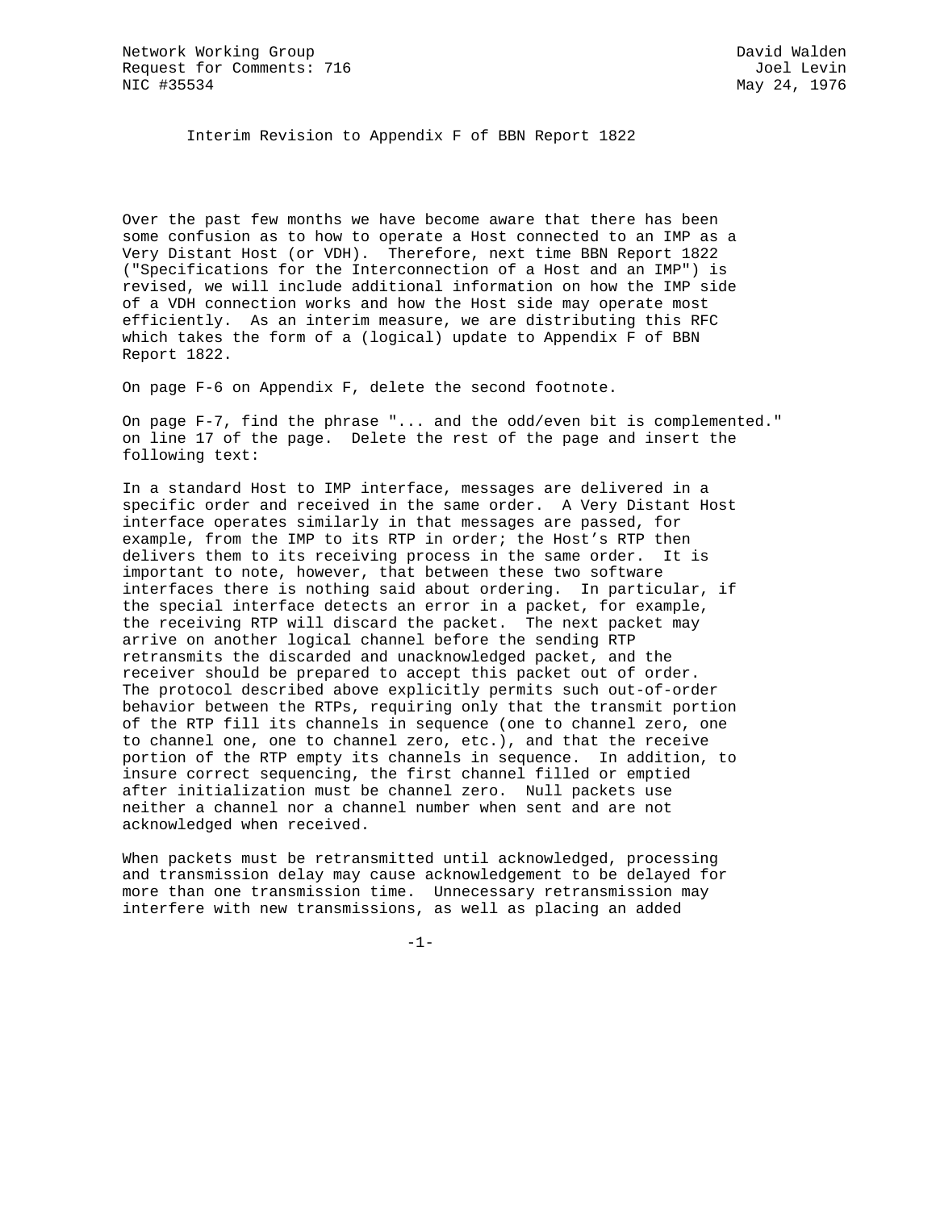Network Working Group  
Request for Comments: 716  
NIC #35534

David Walden  
Joel Levin  
May 24, 1976

# Interim Revision to Appendix F of BBN Report 1822

Over the past few months we have become aware that there has been some confusion as to how to operate a Host connected to an IMP as a Very Distant Host (or VDH). Therefore, next time BBN Report 1822 ("Specifications for the Interconnection of a Host and an IMP") is revised, we will include additional information on how the IMP side of a VDH connection works and how the Host side may operate most efficiently. As an interim measure, we are distributing this RFC which takes the form of a (logical) update to Appendix F of BBN Report 1822.

On page F-6 on Appendix F, delete the second footnote.

On page F-7, find the phrase "... and the odd/even bit is complemented." on line 17 of the page. Delete the rest of the page and insert the following text:

In a standard Host to IMP interface, messages are delivered in a specific order and received in the same order. A Very Distant Host interface operates similarly in that messages are passed, for example, from the IMP to its RTP in order; the Host's RTP then delivers them to its receiving process in the same order. It is important to note, however, that between these two software interfaces there is nothing said about ordering. In particular, if the special interface detects an error in a packet, for example, the receiving RTP will discard the packet. The next packet may arrive on another logical channel before the sending RTP retransmits the discarded and unacknowledged packet, and the receiver should be prepared to accept this packet out of order. The protocol described above explicitly permits such out-of-order behavior between the RTPs, requiring only that the transmit portion of the RTP fill its channels in sequence (one to channel zero, one to channel one, one to channel zero, etc.), and that the receive portion of the RTP empty its channels in sequence. In addition, to insure correct sequencing, the first channel filled or emptied after initialization must be channel zero. Null packets use neither a channel nor a channel number when sent and are not acknowledged when received.

When packets must be retransmitted until acknowledged, processing and transmission delay may cause acknowledgement to be delayed for more than one transmission time. Unnecessary retransmission may interfere with new transmissions, as well as placing an added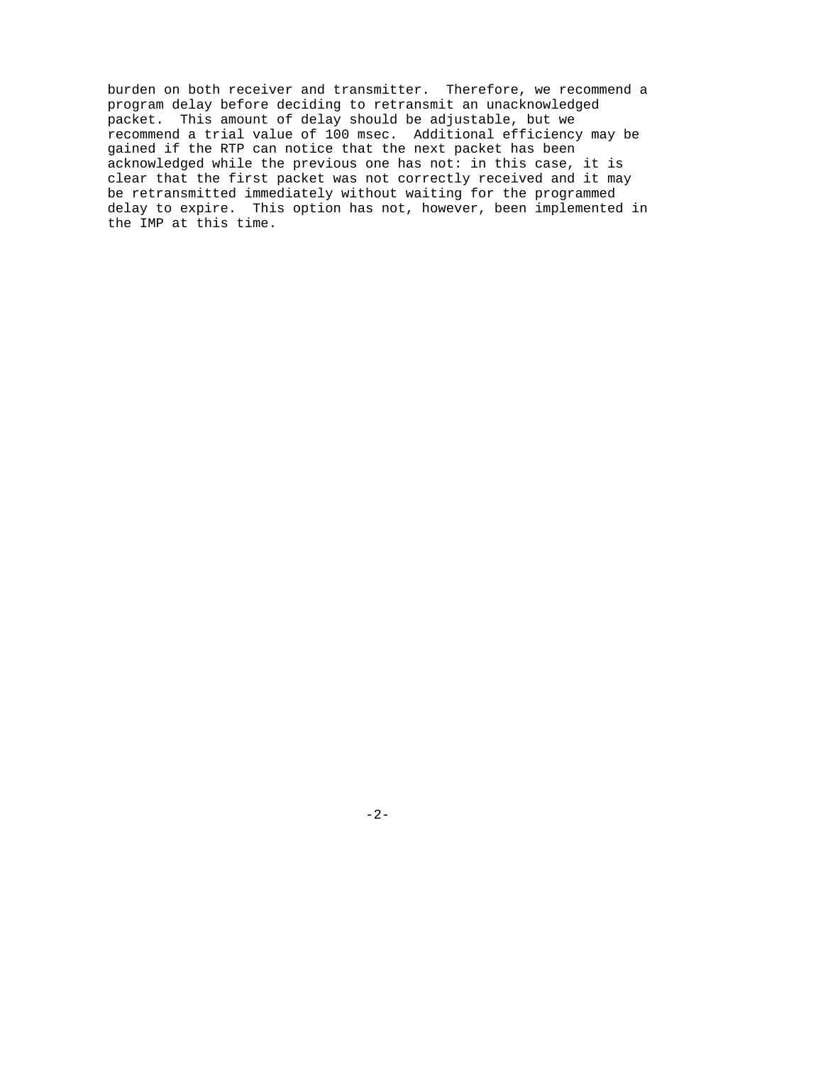burden on both receiver and transmitter. Therefore, we recommend a program delay before deciding to retransmit an unacknowledged packet. This amount of delay should be adjustable, but we recommend a trial value of 100 msec. Additional efficiency may be gained if the RTP can notice that the next packet has been acknowledged while the previous one has not: in this case, it is clear that the first packet was not correctly received and it may be retransmitted immediately without waiting for the programmed delay to expire. This option has not, however, been implemented in the IMP at this time.